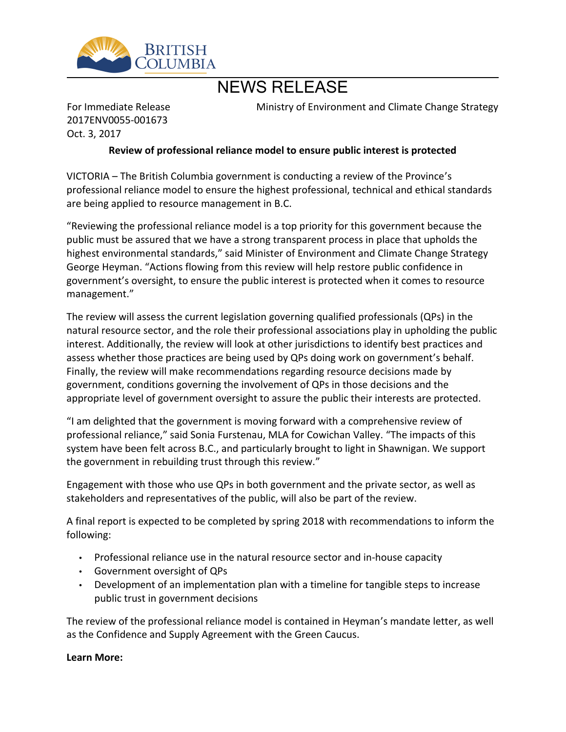# NEWS RELEASE

For Immediate Release
2017ENV0055-001673
Oct. 3, 2017

Ministry of Environment and Climate Change Strategy

**Review of professional reliance model to ensure public interest is protected**

VICTORIA – The British Columbia government is conducting a review of the Province's professional reliance model to ensure the highest professional, technical and ethical standards are being applied to resource management in B.C.

"Reviewing the professional reliance model is a top priority for this government because the public must be assured that we have a strong transparent process in place that upholds the highest environmental standards," said Minister of Environment and Climate Change Strategy George Heyman. "Actions flowing from this review will help restore public confidence in government's oversight, to ensure the public interest is protected when it comes to resource management."

The review will assess the current legislation governing qualified professionals (QPs) in the natural resource sector, and the role their professional associations play in upholding the public interest. Additionally, the review will look at other jurisdictions to identify best practices and assess whether those practices are being used by QPs doing work on government's behalf. Finally, the review will make recommendations regarding resource decisions made by government, conditions governing the involvement of QPs in those decisions and the appropriate level of government oversight to assure the public their interests are protected.

"I am delighted that the government is moving forward with a comprehensive review of professional reliance," said Sonia Furstenau, MLA for Cowichan Valley. "The impacts of this system have been felt across B.C., and particularly brought to light in Shawnigan. We support the government in rebuilding trust through this review."

Engagement with those who use QPs in both government and the private sector, as well as stakeholders and representatives of the public, will also be part of the review.

A final report is expected to be completed by spring 2018 with recommendations to inform the following:

- Professional reliance use in the natural resource sector and in-house capacity
- Government oversight of QPs
- Development of an implementation plan with a timeline for tangible steps to increase public trust in government decisions

The review of the professional reliance model is contained in Heyman's mandate letter, as well as the Confidence and Supply Agreement with the Green Caucus.

**Learn More:**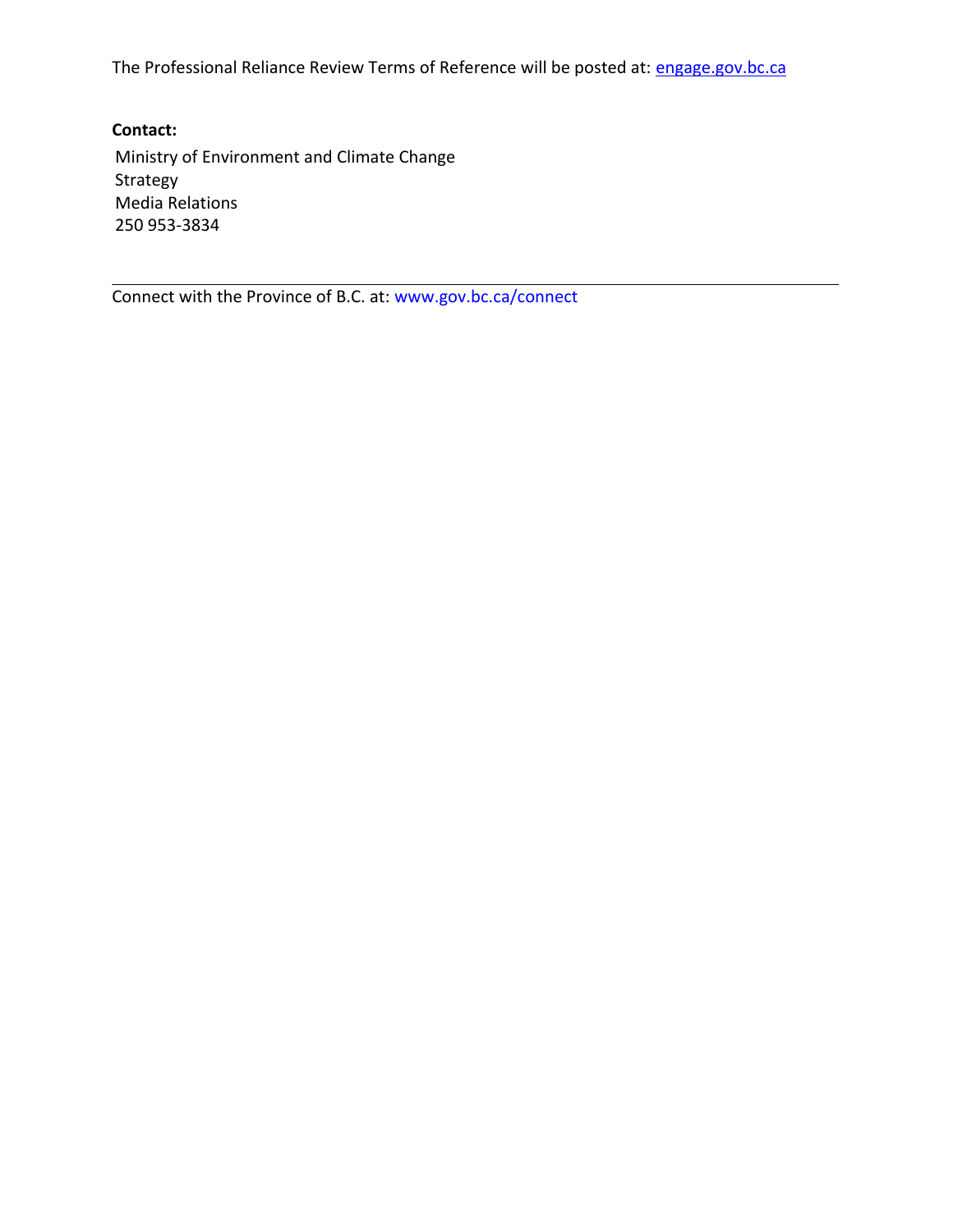The Professional Reliance Review Terms of Reference will be posted at: [engage.gov.bc.ca](engage.gov.bc.ca)

**Contact:**

Ministry of Environment and Climate Change
Strategy
Media Relations
250 953-3834

---

Connect with the Province of B.C. at: www.gov.bc.ca/connect